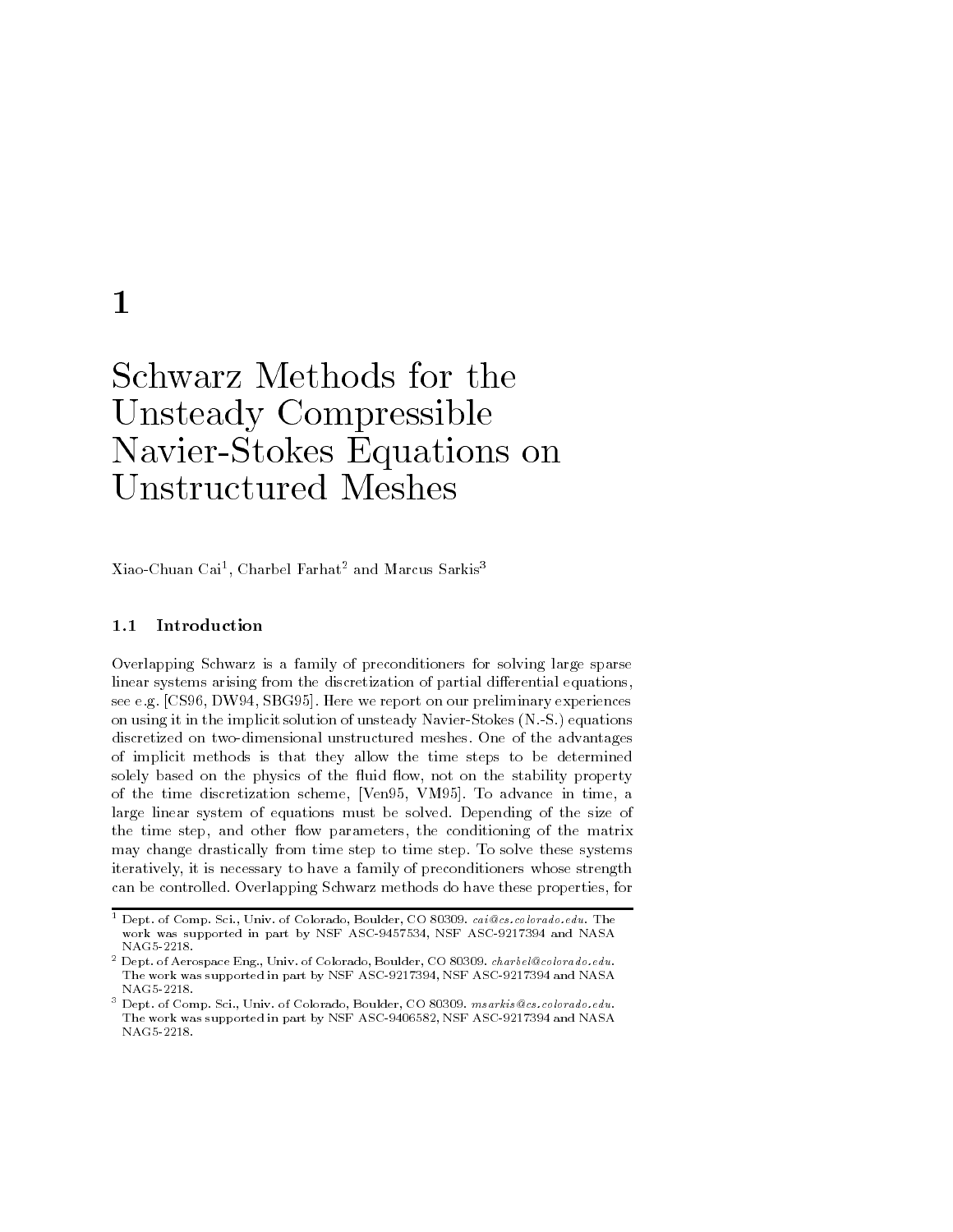# 1

# Schwarz Methods for the Unsteady Compressible Navier-Stokes Equations on Unstructured Meshes

Xiao-Chuan Cai[1], Charbel Farhat[2] and Marcus Sarkis[3]

## 1.1 Introduction

Overlapping Schwarz is a family of preconditioners for solving large sparse linear systems arising from the discretization of partial differential equations, see e.g. [CS96, DW94, SBG95]. Here we report on our preliminary experiences on using it in the implicit solution of unsteady Navier-Stokes (N.-S.) equations discretized on two-dimensional unstructured meshes. One of the advantages of implicit methods is that they allow the time steps to be determined solely based on the physics of the fluid flow, not on the stability property of the time discretization scheme, [Ven95, VM95]. To advance in time, a large linear system of equations must be solved. Depending of the size of the time step, and other flow parameters, the conditioning of the matrix may change drastically from time step to time step. To solve these systems iteratively, it is necessary to have a family of preconditioners whose strength can be controlled. Overlapping Schwarz methods do have these properties, for

---

[1] Dept. of Comp. Sci., Univ. of Colorado, Boulder, CO 80309. *cai@cs.colorado.edu*. The work was supported in part by NSF ASC-9457534, NSF ASC-9217394 and NASA NAG5-2218.

[2] Dept. of Aerospace Eng., Univ. of Colorado, Boulder, CO 80309. *charbel@colorado.edu*. The work was supported in part by NSF ASC-9217394, NSF ASC-9217394 and NASA NAG5-2218.

[3] Dept. of Comp. Sci., Univ. of Colorado, Boulder, CO 80309. *msarkis@cs.colorado.edu*. The work was supported in part by NSF ASC-9406582, NSF ASC-9217394 and NASA NAG5-2218.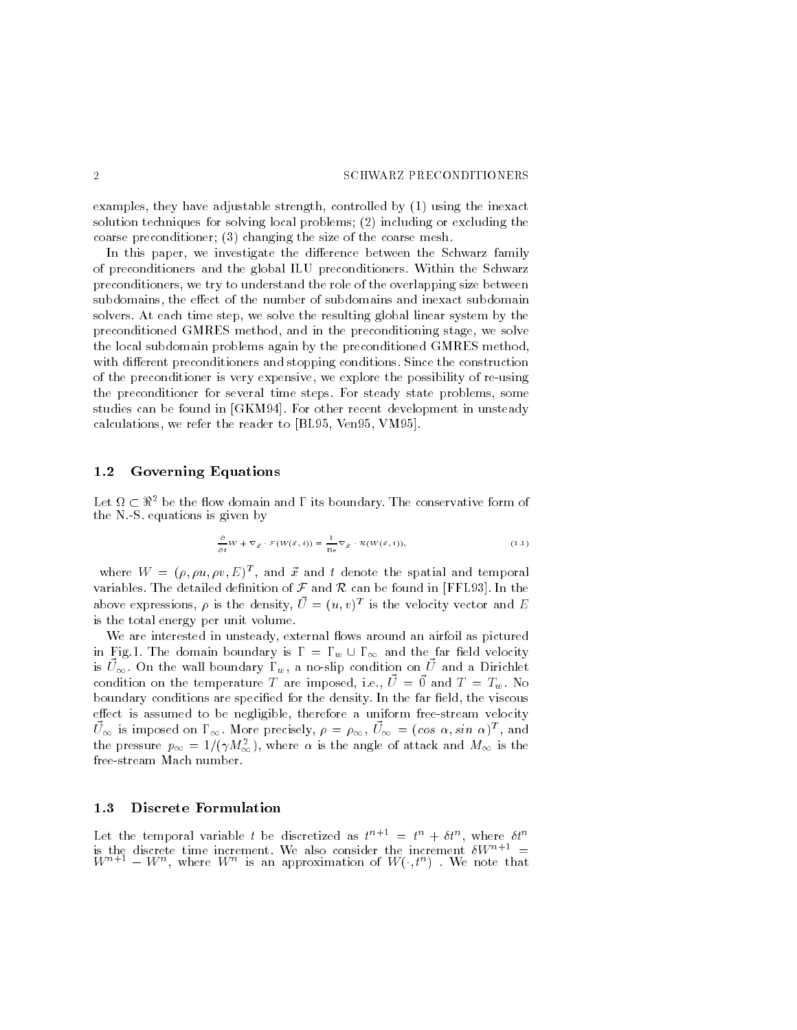examples, they have adjustable strength, controlled by (1) using the inexact solution techniques for solving local problems; (2) including or excluding the coarse preconditioner; (3) changing the size of the coarse mesh.

In this paper, we investigate the difference between the Schwarz family of preconditioners and the global ILU preconditioners. Within the Schwarz preconditioners, we try to understand the role of the overlapping size between subdomains, the effect of the number of subdomains and inexact subdomain solvers. At each time step, we solve the resulting global linear system by the preconditioned GMRES method, and in the preconditioning stage, we solve the local subdomain problems again by the preconditioned GMRES method, with different preconditioners and stopping conditions. Since the construction of the preconditioner is very expensive, we explore the possibility of re-using the preconditioner for several time steps. For steady state problems, some studies can be found in [GKM94]. For other recent development in unsteady calculations, we refer the reader to [BL95, Ven95, VM95].

## 1.2 Governing Equations

Let $\Omega \subset \Re^2$ be the flow domain and $\Gamma$ its boundary. The conservative form of the N.-S. equations is given by

$$\frac{\partial}{\partial t} W + \nabla_{\vec{x}} \cdot \mathcal{F}(W(\vec{x}, t)) = \frac{1}{\mathrm{Re}} \nabla_{\vec{x}} \cdot \mathcal{R}(W(\vec{x}, t)), \tag{1.1}$$

where $W = (\rho, \rho u, \rho v, E)^T$, and $\vec{x}$ and $t$ denote the spatial and temporal variables. The detailed definition of $\mathcal{F}$ and $\mathcal{R}$ can be found in [FFL93]. In the above expressions, $\rho$ is the density, $\vec{U} = (u, v)^T$ is the velocity vector and $E$ is the total energy per unit volume.

We are interested in unsteady, external flows around an airfoil as pictured in Fig.1. The domain boundary is $\Gamma = \Gamma_w \cup \Gamma_\infty$ and the far field velocity is $\vec{U}_\infty$. On the wall boundary $\Gamma_w$, a no-slip condition on $\vec{U}$ and a Dirichlet condition on the temperature $T$ are imposed, i.e., $\vec{U} = \vec{0}$ and $T = T_w$. No boundary conditions are specified for the density. In the far field, the viscous effect is assumed to be negligible, therefore a uniform free-stream velocity $\vec{U}_\infty$ is imposed on $\Gamma_\infty$. More precisely, $\rho = \rho_\infty$, $\vec{U}_\infty = (cos\ \alpha, sin\ \alpha)^T$, and the pressure $p_\infty = 1/(\gamma M_\infty^2)$, where $\alpha$ is the angle of attack and $M_\infty$ is the free-stream Mach number.

## 1.3 Discrete Formulation

Let the temporal variable $t$ be discretized as $t^{n+1} = t^n + \delta t^n$, where $\delta t^n$ is the discrete time increment. We also consider the increment $\delta W^{n+1} = W^{n+1} - W^n$, where $W^n$ is an approximation of $W(\cdot, t^n)$ . We note that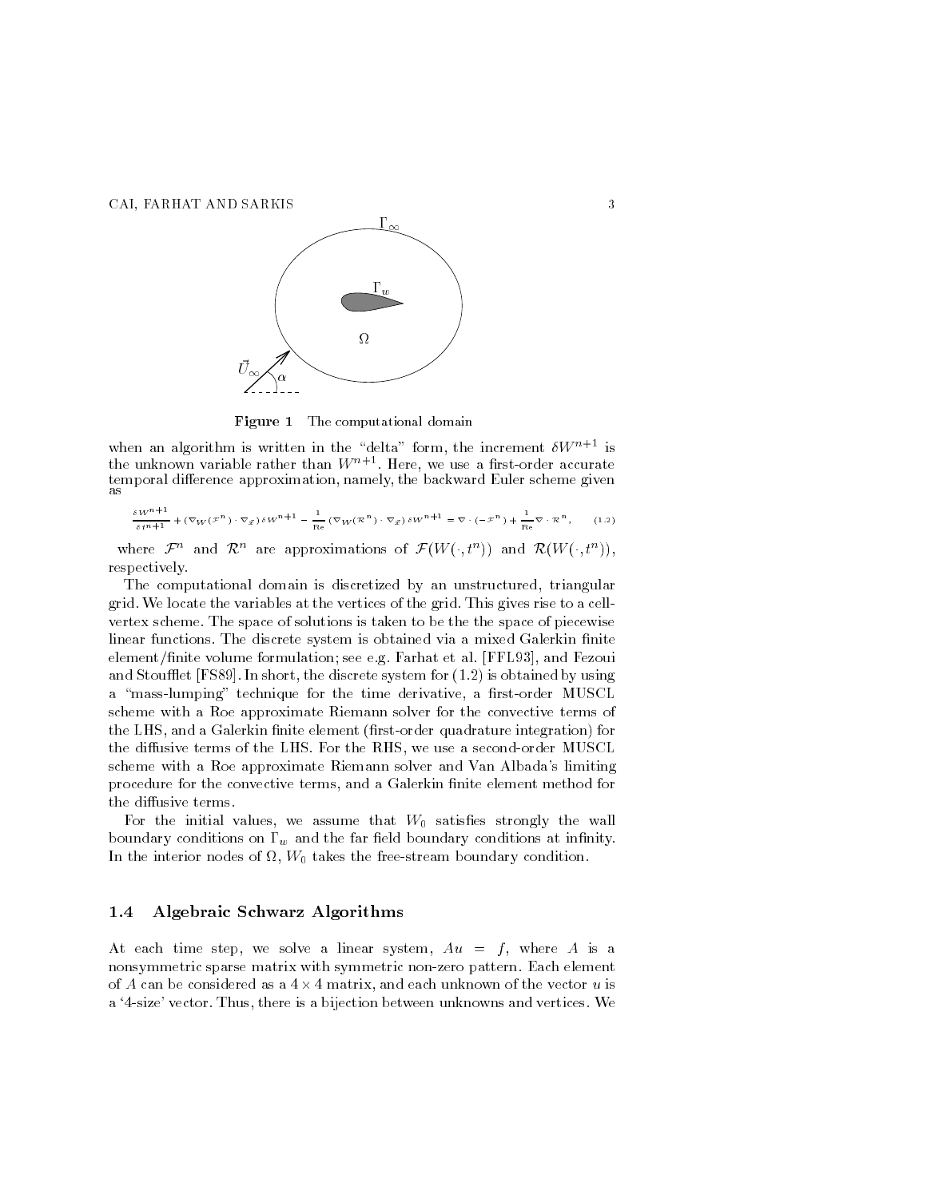$\Gamma_\infty$

$\Gamma_w$

$\Omega$

$\vec{U}_\infty$

$\alpha$

**Figure 1** The computational domain

when an algorithm is written in the "delta" form, the increment $\delta W^{n+1}$ is the unknown variable rather than $W^{n+1}$. Here, we use a first-order accurate temporal difference approximation, namely, the backward Euler scheme given as

$$\frac{\delta W^{n+1}}{\delta t^{n+1}} + (\nabla_W(\mathcal{F}^n)\cdot\nabla_{\vec{x}})\,\delta W^{n+1} - \frac{1}{\mathrm{Re}}\,(\nabla_W(\mathcal{R}^n)\cdot\nabla_{\vec{x}})\,\delta W^{n+1} = \nabla\cdot(-\mathcal{F}^n) + \frac{1}{\mathrm{Re}}\nabla\cdot\mathcal{R}^n, \qquad (1.2)$$

where $\mathcal{F}^n$ and $\mathcal{R}^n$ are approximations of $\mathcal{F}(W(\cdot,t^n))$ and $\mathcal{R}(W(\cdot,t^n))$, respectively.

The computational domain is discretized by an unstructured, triangular grid. We locate the variables at the vertices of the grid. This gives rise to a cell-vertex scheme. The space of solutions is taken to be the the space of piecewise linear functions. The discrete system is obtained via a mixed Galerkin finite element/finite volume formulation; see e.g. Farhat et al. [FFL93], and Fezoui and Stoufflet [FS89]. In short, the discrete system for (1.2) is obtained by using a "mass-lumping" technique for the time derivative, a first-order MUSCL scheme with a Roe approximate Riemann solver for the convective terms of the LHS, and a Galerkin finite element (first-order quadrature integration) for the diffusive terms of the LHS. For the RHS, we use a second-order MUSCL scheme with a Roe approximate Riemann solver and Van Albada's limiting procedure for the convective terms, and a Galerkin finite element method for the diffusive terms.

For the initial values, we assume that $W_0$ satisfies strongly the wall boundary conditions on $\Gamma_w$ and the far field boundary conditions at infinity. In the interior nodes of $\Omega$, $W_0$ takes the free-stream boundary condition.

## 1.4 Algebraic Schwarz Algorithms

At each time step, we solve a linear system, $Au = f$, where $A$ is a nonsymmetric sparse matrix with symmetric non-zero pattern. Each element of $A$ can be considered as a $4 \times 4$ matrix, and each unknown of the vector $u$ is a '4-size' vector. Thus, there is a bijection between unknowns and vertices. We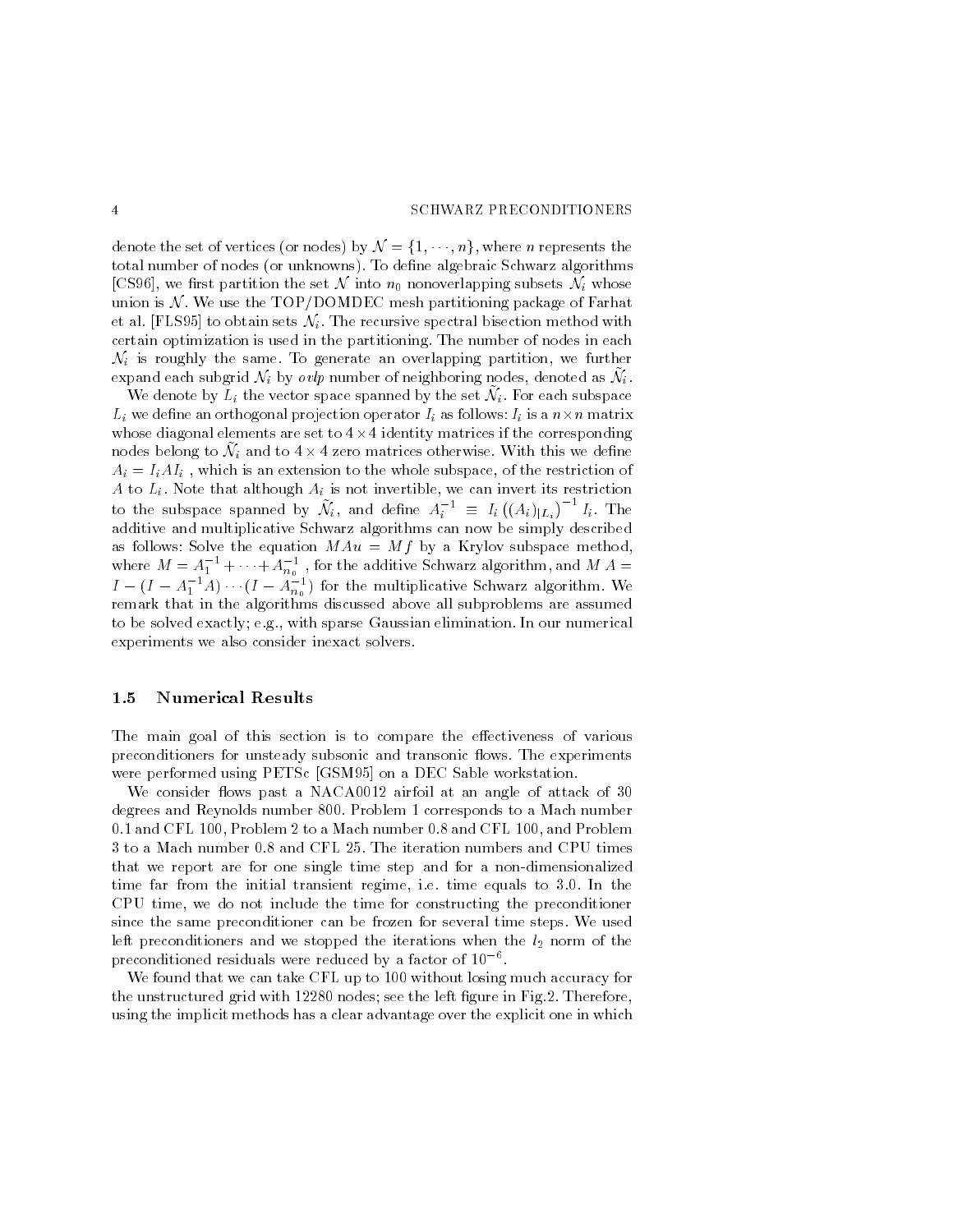denote the set of vertices (or nodes) by $\mathcal{N} = \{1, \cdots, n\}$, where $n$ represents the total number of nodes (or unknowns). To define algebraic Schwarz algorithms [CS96], we first partition the set $\mathcal{N}$ into $n_0$ nonoverlapping subsets $\mathcal{N}_i$ whose union is $\mathcal{N}$. We use the TOP/DOMDEC mesh partitioning package of Farhat et al. [FLS95] to obtain sets $\mathcal{N}_i$. The recursive spectral bisection method with certain optimization is used in the partitioning. The number of nodes in each $\mathcal{N}_i$ is roughly the same. To generate an overlapping partition, we further expand each subgrid $\mathcal{N}_i$ by *ovlp* number of neighboring nodes, denoted as $\tilde{\mathcal{N}}_i$.

We denote by $L_i$ the vector space spanned by the set $\tilde{\mathcal{N}}_i$. For each subspace $L_i$ we define an orthogonal projection operator $I_i$ as follows: $I_i$ is a $n \times n$ matrix whose diagonal elements are set to $4 \times 4$ identity matrices if the corresponding nodes belong to $\tilde{\mathcal{N}}_i$ and to $4 \times 4$ zero matrices otherwise. With this we define $A_i = I_i A I_i$ , which is an extension to the whole subspace, of the restriction of $A$ to $L_i$. Note that although $A_i$ is not invertible, we can invert its restriction to the subspace spanned by $\tilde{\mathcal{N}}_i$, and define $A_i^{-1} \equiv I_i \left( (A_i)_{|L_i} \right)^{-1} I_i$. The additive and multiplicative Schwarz algorithms can now be simply described as follows: Solve the equation $MAu = Mf$ by a Krylov subspace method, where $M = A_1^{-1} + \cdots + A_{n_0}^{-1}$ , for the additive Schwarz algorithm, and $M\,A = I - (I - A_1^{-1}A) \cdots (I - A_{n_0}^{-1})$ for the multiplicative Schwarz algorithm. We remark that in the algorithms discussed above all subproblems are assumed to be solved exactly; e.g., with sparse Gaussian elimination. In our numerical experiments we also consider inexact solvers.

## 1.5 Numerical Results

The main goal of this section is to compare the effectiveness of various preconditioners for unsteady subsonic and transonic flows. The experiments were performed using PETSc [GSM95] on a DEC Sable workstation.

We consider flows past a NACA0012 airfoil at an angle of attack of 30 degrees and Reynolds number 800. Problem 1 corresponds to a Mach number 0.1 and CFL 100, Problem 2 to a Mach number 0.8 and CFL 100, and Problem 3 to a Mach number 0.8 and CFL 25. The iteration numbers and CPU times that we report are for one single time step and for a non-dimensionalized time far from the initial transient regime, i.e. time equals to 3.0. In the CPU time, we do not include the time for constructing the preconditioner since the same preconditioner can be frozen for several time steps. We used left preconditioners and we stopped the iterations when the $l_2$ norm of the preconditioned residuals were reduced by a factor of $10^{-6}$.

We found that we can take CFL up to 100 without losing much accuracy for the unstructured grid with 12280 nodes; see the left figure in Fig.2. Therefore, using the implicit methods has a clear advantage over the explicit one in which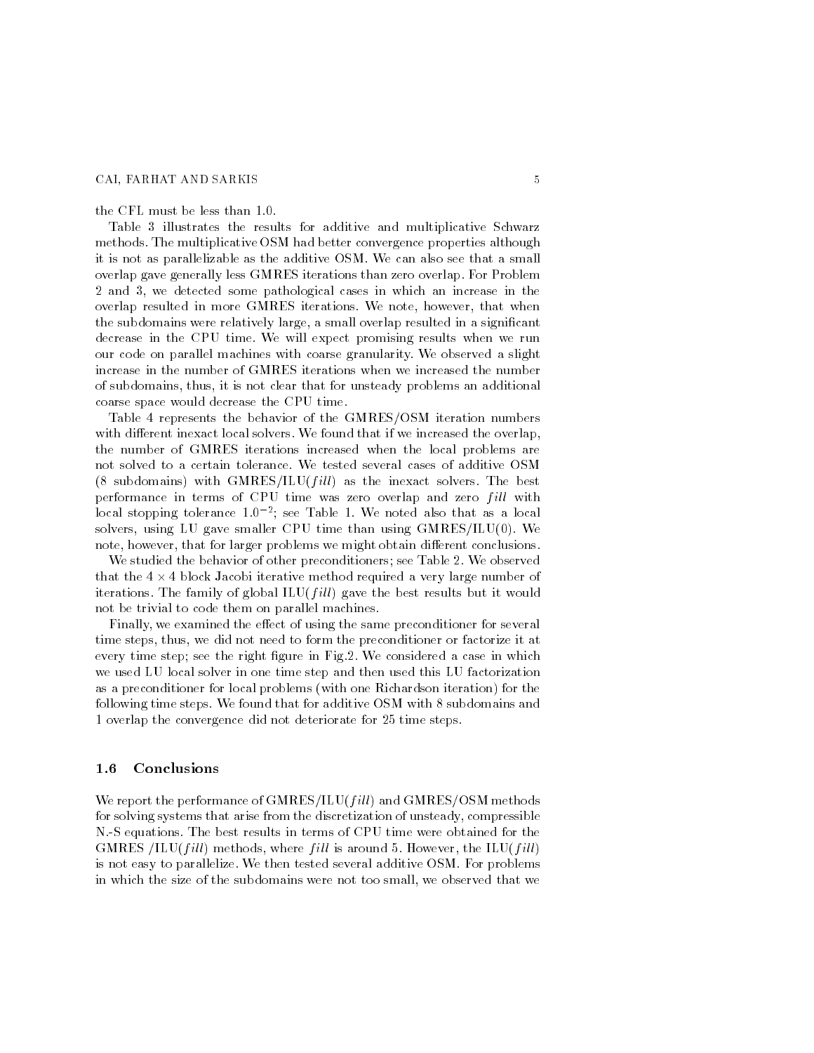the CFL must be less than 1.0.

Table 3 illustrates the results for additive and multiplicative Schwarz methods. The multiplicative OSM had better convergence properties although it is not as parallelizable as the additive OSM. We can also see that a small overlap gave generally less GMRES iterations than zero overlap. For Problem 2 and 3, we detected some pathological cases in which an increase in the overlap resulted in more GMRES iterations. We note, however, that when the subdomains were relatively large, a small overlap resulted in a significant decrease in the CPU time. We will expect promising results when we run our code on parallel machines with coarse granularity. We observed a slight increase in the number of GMRES iterations when we increased the number of subdomains, thus, it is not clear that for unsteady problems an additional coarse space would decrease the CPU time.

Table 4 represents the behavior of the GMRES/OSM iteration numbers with different inexact local solvers. We found that if we increased the overlap, the number of GMRES iterations increased when the local problems are not solved to a certain tolerance. We tested several cases of additive OSM (8 subdomains) with GMRES/ILU($fill$) as the inexact solvers. The best performance in terms of CPU time was zero overlap and zero $fill$ with local stopping tolerance $1.0^{-2}$; see Table 1. We noted also that as a local solvers, using LU gave smaller CPU time than using GMRES/ILU(0). We note, however, that for larger problems we might obtain different conclusions.

We studied the behavior of other preconditioners; see Table 2. We observed that the $4 \times 4$ block Jacobi iterative method required a very large number of iterations. The family of global ILU($fill$) gave the best results but it would not be trivial to code them on parallel machines.

Finally, we examined the effect of using the same preconditioner for several time steps, thus, we did not need to form the preconditioner or factorize it at every time step; see the right figure in Fig.2. We considered a case in which we used LU local solver in one time step and then used this LU factorization as a preconditioner for local problems (with one Richardson iteration) for the following time steps. We found that for additive OSM with 8 subdomains and 1 overlap the convergence did not deteriorate for 25 time steps.

## 1.6 Conclusions

We report the performance of GMRES/ILU($fill$) and GMRES/OSM methods for solving systems that arise from the discretization of unsteady, compressible N.-S equations. The best results in terms of CPU time were obtained for the GMRES /ILU($fill$) methods, where $fill$ is around 5. However, the ILU($fill$) is not easy to parallelize. We then tested several additive OSM. For problems in which the size of the subdomains were not too small, we observed that we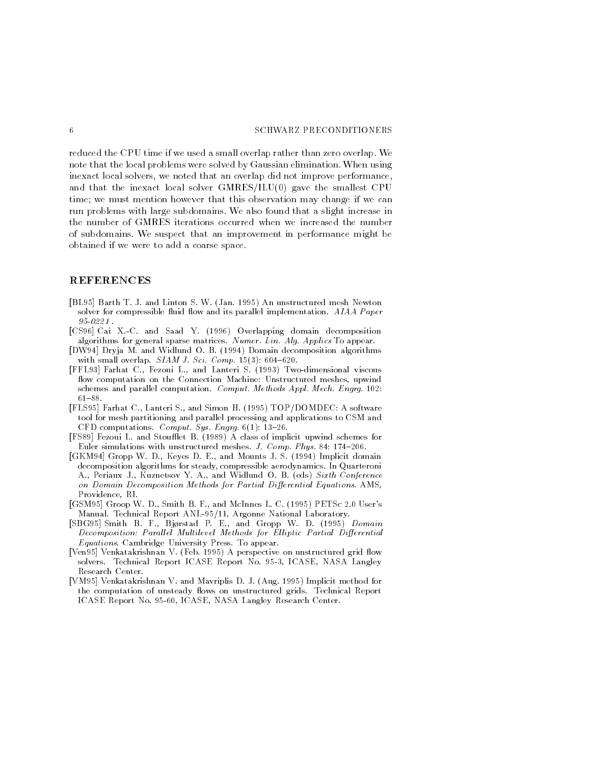reduced the CPU time if we used a small overlap rather than zero overlap. We note that the local problems were solved by Gaussian elimination. When using inexact local solvers, we noted that an overlap did not improve performance, and that the inexact local solver GMRES/ILU(0) gave the smallest CPU time; we must mention however that this observation may change if we can run problems with large subdomains. We also found that a slight increase in the number of GMRES iterations occurred when we increased the number of subdomains. We suspect that an improvement in performance might be obtained if we were to add a coarse space.

## REFERENCES

[BL95] Barth T. J. and Linton S. W. (Jan. 1995) An unstructured mesh Newton solver for compressible fluid flow and its parallel implementation. *AIAA Paper 95-0221* .

[CS96] Cai X.-C. and Saad Y. (1996) Overlapping domain decomposition algorithms for general sparse matrices. *Numer. Lin. Alg. Applics* To appear.

[DW94] Dryja M. and Widlund O. B. (1994) Domain decomposition algorithms with small overlap. *SIAM J. Sci. Comp.* 15(3): 604–620.

[FFL93] Farhat C., Fezoui L., and Lanteri S. (1993) Two-dimensional viscous flow computation on the Connection Machine: Unstructured meshes, upwind schemes and parallel computation. *Comput. Methods Appl. Mech. Engrg.* 102: 61–88.

[FLS95] Farhat C., Lanteri S., and Simon H. (1995) TOP/DOMDEC: A software tool for mesh partitioning and parallel processing and applications to CSM and CFD computations. *Comput. Sys. Engrg.* 6(1): 13–26.

[FS89] Fezoui L. and Stoufflet B. (1989) A class of implicit upwind schemes for Euler simulations with unstructured meshes. *J. Comp. Phys.* 84: 174–206.

[GKM94] Gropp W. D., Keyes D. E., and Mounts J. S. (1994) Implicit domain decomposition algorithms for steady, compressible aerodynamics. In Quarteroni A., Periaux J., Kuznetsov Y. A., and Widlund O. B. (eds) *Sixth Conference on Domain Decomposition Methods for Partial Differential Equations*. AMS, Providence, RI.

[GSM95] Groop W. D., Smith B. F., and McInnes L. C. (1995) PETSc 2.0 User's Manual. Technical Report ANL-95/11, Argonne National Laboratory.

[SBG95] Smith B. F., Bjørstad P. E., and Gropp W. D. (1995) *Domain Decomposition: Parallel Multilevel Methods for Elliptic Partial Differential Equations*. Cambridge University Press. To appear.

[Ven95] Venkatakrishnan V. (Feb. 1995) A perspective on unstructured grid flow solvers. Technical Report ICASE Report No. 95-3, ICASE, NASA Langley Research Center.

[VM95] Venkatakrishnan V. and Mavriplis D. J. (Aug. 1995) Implicit method for the computation of unsteady flows on unstructured grids. Technical Report ICASE Report No. 95-60, ICASE, NASA Langley Research Center.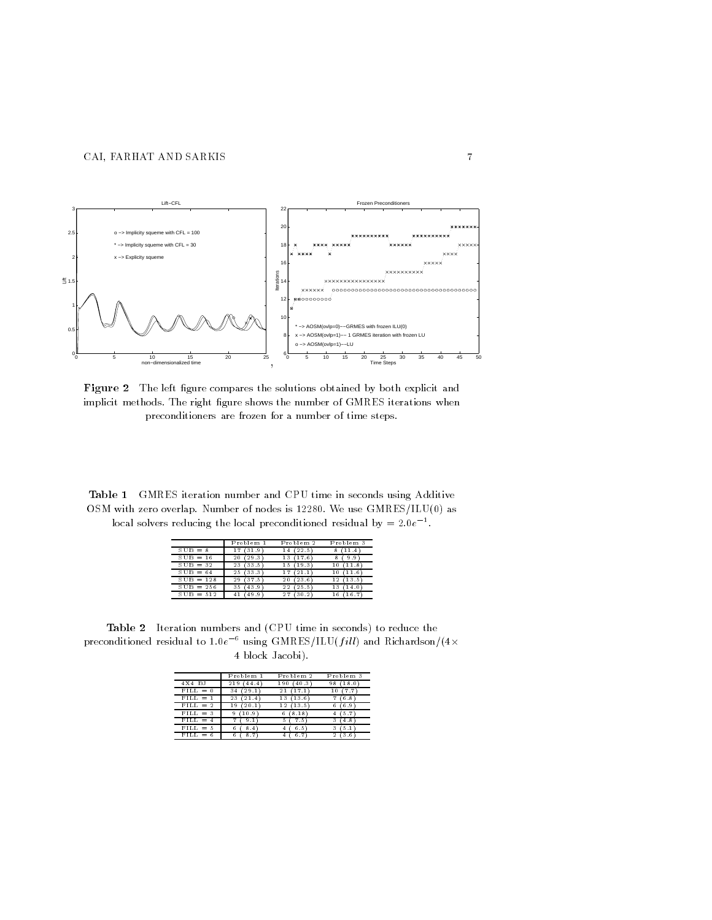Lift−CFL

o −> Implicity squeme with CFL = 100

* −> Implicity squeme with CFL = 30

x −> Explicity squeme

Lift

non−dimensionalized time

0 5 10 15 20 25

0 0.5 1 1.5 2 2.5 3

,

Frozen Preconditioners

Iterations

Time Steps

0 5 10 15 20 25 30 35 40 45 50

6 8 10 12 14 16 18 20 22

* −> AOSM(ovlp=0)−−GRMES with frozen ILU(0)

x −> AOSM(ovlp=1)−− 1 GRMES iteration with frozen LU

o −> AOSM(ovlp=1)−−LU

**Figure 2** The left figure compares the solutions obtained by both explicit and implicit methods. The right figure shows the number of GMRES iterations when preconditioners are frozen for a number of time steps.

**Table 1** GMRES iteration number and CPU time in seconds using Additive OSM with zero overlap. Number of nodes is 12280. We use GMRES/ILU(0) as local solvers reducing the local preconditioned residual by $= 2.0e^{-1}$.

| | Problem 1 | Problem 2 | Problem 3 |
|---|---|---|---|
| SUB = 8 | 17 (31.9) | 14 (22.5) | 8 (11.4) |
| SUB = 16 | 20 (29.3) | 13 (17.6) | 8 ( 9.9) |
| SUB = 32 | 23 (33.5) | 15 (19.3) | 10 (11.8) |
| SUB = 64 | 25 (33.3) | 17 (21.1) | 10 (11.6) |
| SUB = 128 | 29 (37.5) | 20 (23.6) | 12 (13.5) |
| SUB = 256 | 35 (43.9) | 22 (25.5) | 13 (14.0) |
| SUB = 512 | 41 (49.9) | 27 (30.2) | 16 (16.7) |

**Table 2** Iteration numbers and (CPU time in seconds) to reduce the preconditioned residual to $1.0e^{-6}$ using GMRES/ILU($fill$) and Richardson/($4\times$ 4 block Jacobi).

| | Problem 1 | Problem 2 | Problem 3 |
|---|---|---|---|
| 4X4 BJ | 219 (44.4) | 190 (40.3) | 98 (18.0) |
| FILL = 0 | 34 (29.1) | 21 (17.1) | 10 (7.7) |
| FILL = 1 | 23 (21.4) | 13 (13.6) | 7 (6.8) |
| FILL = 2 | 19 (20.1) | 12 (13.5) | 6 (6.9) |
| FILL = 3 | 9 (10.9) | 6 (8.18) | 4 (5.7) |
| FILL = 4 | 7 ( 9.1) | 5 ( 7.5) | 3 (4.8) |
| FILL = 5 | 6 ( 8.4) | 4 ( 6.5) | 3 (5.1) |
| FILL = 6 | 6 ( 8.7) | 4 ( 6.7) | 2 (3.6) |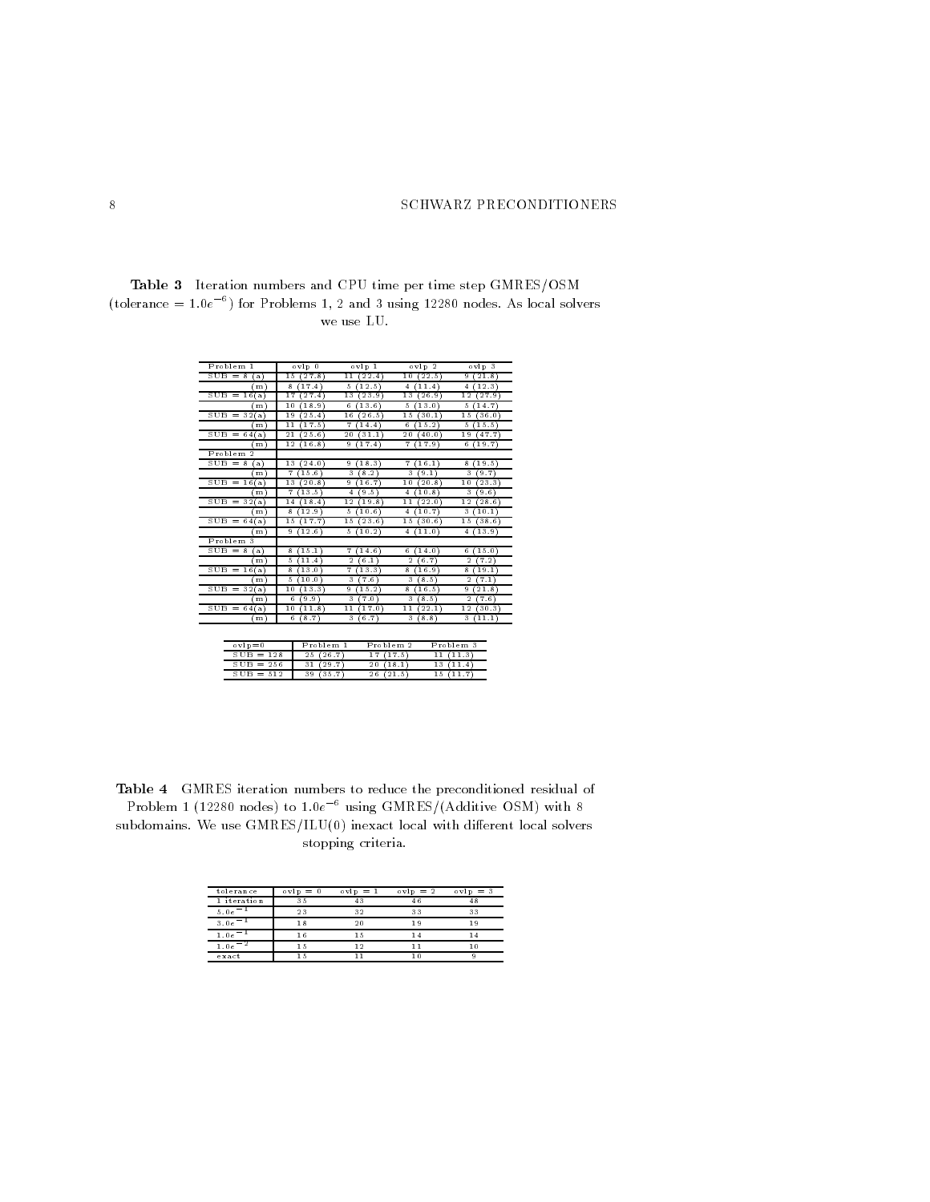**Table 3** Iteration numbers and CPU time per time step GMRES/OSM (tolerance = $1.0e^{-6}$) for Problems 1, 2 and 3 using 12280 nodes. As local solvers we use LU.

| Problem 1 | ovlp 0 | ovlp 1 | ovlp 2 | ovlp 3 |
|---|---|---|---|---|
| SUB = 8 (a) | 15 (27.8) | 11 (22.4) | 10 (22.5) | 9 (21.8) |
| (m) | 8 (17.4) | 5 (12.5) | 4 (11.4) | 4 (12.3) |
| SUB = 16(a) | 17 (27.4) | 13 (23.9) | 13 (26.9) | 12 (27.9) |
| (m) | 10 (18.9) | 6 (13.6) | 5 (13.0) | 5 (14.7) |
| SUB = 32(a) | 19 (25.4) | 16 (26.5) | 15 (30.1) | 15 (36.0) |
| (m) | 11 (17.5) | 7 (14.4) | 6 (15.2) | 5 (15.5) |
| SUB = 64(a) | 21 (25.6) | 20 (31.1) | 20 (40.0) | 19 (47.7) |
| (m) | 12 (16.8) | 9 (17.4) | 7 (17.9) | 6 (19.7) |
| Problem 2 | | | | |
| SUB = 8 (a) | 13 (24.0) | 9 (18.3) | 7 (16.1) | 8 (19.5) |
| (m) | 7 (15.6) | 3 (8.2) | 3 (9.1) | 3 (9.7) |
| SUB = 16(a) | 13 (20.8) | 9 (16.7) | 10 (20.8) | 10 (23.3) |
| (m) | 7 (13.5) | 4 (9.5) | 4 (10.8) | 3 (9.6) |
| SUB = 32(a) | 14 (18.4) | 12 (19.8) | 11 (22.0) | 12 (28.6) |
| (m) | 8 (12.9) | 5 (10.6) | 4 (10.7) | 3 (10.1) |
| SUB = 64(a) | 15 (17.7) | 15 (23.6) | 15 (30.6) | 15 (38.6) |
| (m) | 9 (12.6) | 5 (10.2) | 4 (11.0) | 4 (13.9) |
| Problem 3 | | | | |
| SUB = 8 (a) | 8 (15.1) | 7 (14.6) | 6 (14.0) | 6 (15.0) |
| (m) | 5 (11.4) | 2 (6.1) | 2 (6.7) | 2 (7.2) |
| SUB = 16(a) | 8 (13.0) | 7 (13.3) | 8 (16.9) | 8 (19.1) |
| (m) | 5 (10.0) | 3 (7.6) | 3 (8.5) | 2 (7.1) |
| SUB = 32(a) | 10 (13.3) | 9 (15.2) | 8 (16.5) | 9 (21.8) |
| (m) | 6 (9.9) | 3 (7.0) | 3 (8.5) | 2 (7.6) |
| SUB = 64(a) | 10 (11.8) | 11 (17.0) | 11 (22.1) | 12 (30.3) |
| (m) | 6 (8.7) | 3 (6.7) | 3 (8.8) | 3 (11.1) |

| ovlp=0 | Problem 1 | Problem 2 | Problem 3 |
|---|---|---|---|
| SUB = 128 | 25 (26.7) | 17 (17.5) | 11 (11.3) |
| SUB = 256 | 31 (29.7) | 20 (18.1) | 13 (11.4) |
| SUB = 512 | 39 (35.7) | 26 (21.5) | 15 (11.7) |

**Table 4** GMRES iteration numbers to reduce the preconditioned residual of Problem 1 (12280 nodes) to $1.0e^{-6}$ using GMRES/(Additive OSM) with 8 subdomains. We use GMRES/ILU(0) inexact local with different local solvers stopping criteria.

| tolerance | ovlp = 0 | ovlp = 1 | ovlp = 2 | ovlp = 3 |
|---|---|---|---|---|
| 1 iteration | 35 | 43 | 46 | 48 |
| $5.0e^{-1}$ | 23 | 32 | 33 | 33 |
| $3.0e^{-1}$ | 18 | 20 | 19 | 19 |
| $1.0e^{-1}$ | 16 | 15 | 14 | 14 |
| $1.0e^{-2}$ | 15 | 12 | 11 | 10 |
| exact | 15 | 11 | 10 | 9 |